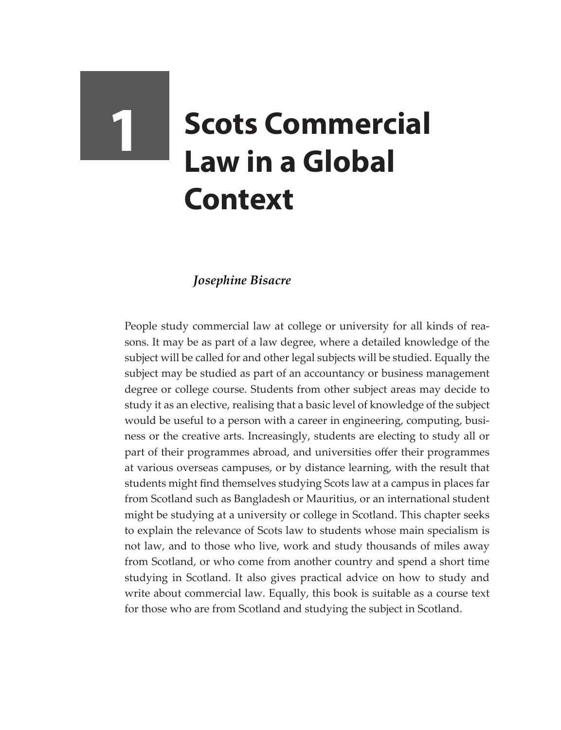# 1 Scots Commercial Law in a Global Context

*Josephine Bisacre*

People study commercial law at college or university for all kinds of reasons. It may be as part of a law degree, where a detailed knowledge of the subject will be called for and other legal subjects will be studied. Equally the subject may be studied as part of an accountancy or business management degree or college course. Students from other subject areas may decide to study it as an elective, realising that a basic level of knowledge of the subject would be useful to a person with a career in engineering, computing, business or the creative arts. Increasingly, students are electing to study all or part of their programmes abroad, and universities offer their programmes at various overseas campuses, or by distance learning, with the result that students might find themselves studying Scots law at a campus in places far from Scotland such as Bangladesh or Mauritius, or an international student might be studying at a university or college in Scotland. This chapter seeks to explain the relevance of Scots law to students whose main specialism is not law, and to those who live, work and study thousands of miles away from Scotland, or who come from another country and spend a short time studying in Scotland. It also gives practical advice on how to study and write about commercial law. Equally, this book is suitable as a course text for those who are from Scotland and studying the subject in Scotland.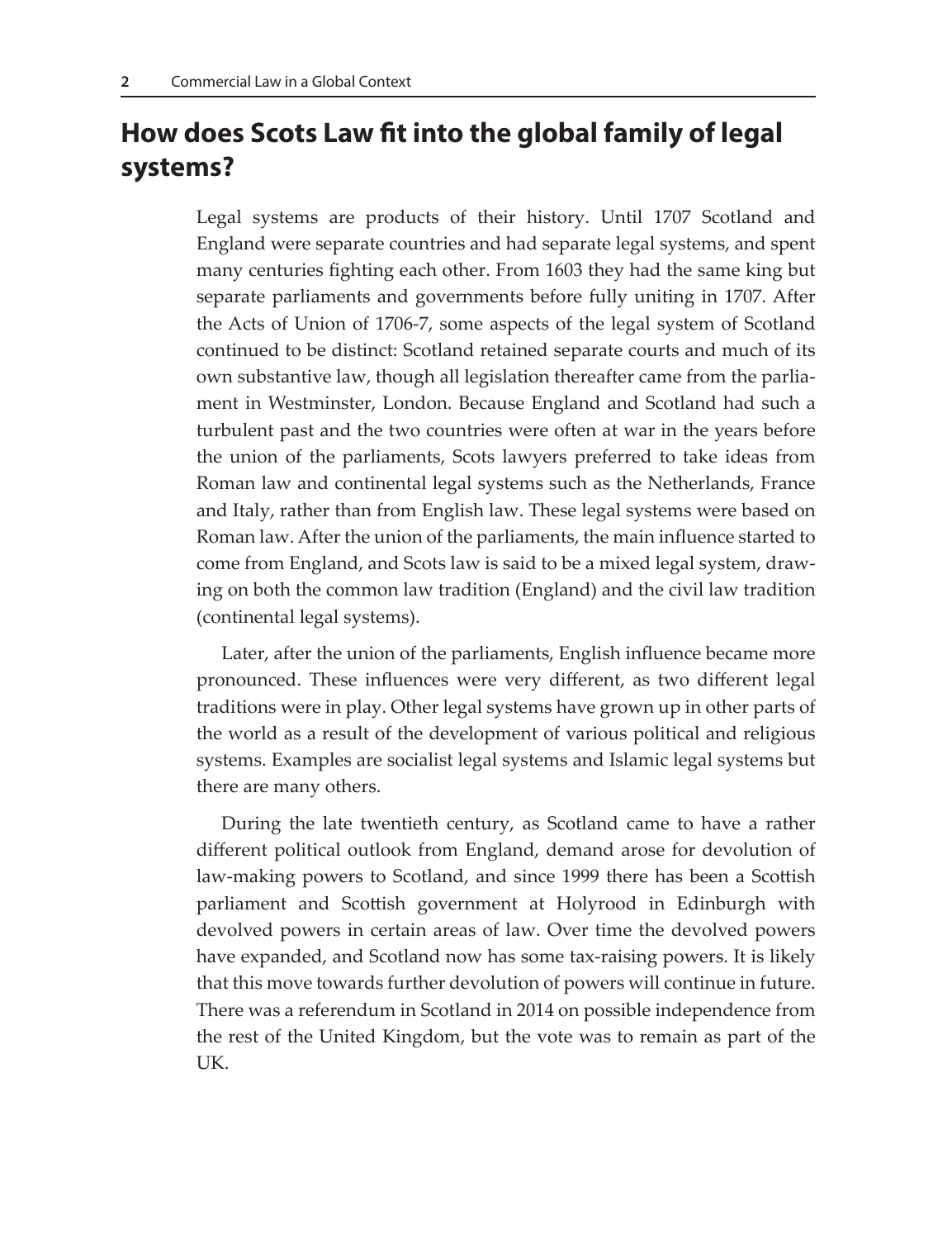## How does Scots Law fit into the global family of legal systems?

Legal systems are products of their history. Until 1707 Scotland and England were separate countries and had separate legal systems, and spent many centuries fighting each other. From 1603 they had the same king but separate parliaments and governments before fully uniting in 1707. After the Acts of Union of 1706-7, some aspects of the legal system of Scotland continued to be distinct: Scotland retained separate courts and much of its own substantive law, though all legislation thereafter came from the parliament in Westminster, London. Because England and Scotland had such a turbulent past and the two countries were often at war in the years before the union of the parliaments, Scots lawyers preferred to take ideas from Roman law and continental legal systems such as the Netherlands, France and Italy, rather than from English law. These legal systems were based on Roman law. After the union of the parliaments, the main influence started to come from England, and Scots law is said to be a mixed legal system, drawing on both the common law tradition (England) and the civil law tradition (continental legal systems).

Later, after the union of the parliaments, English influence became more pronounced. These influences were very different, as two different legal traditions were in play. Other legal systems have grown up in other parts of the world as a result of the development of various political and religious systems. Examples are socialist legal systems and Islamic legal systems but there are many others.

During the late twentieth century, as Scotland came to have a rather different political outlook from England, demand arose for devolution of law-making powers to Scotland, and since 1999 there has been a Scottish parliament and Scottish government at Holyrood in Edinburgh with devolved powers in certain areas of law. Over time the devolved powers have expanded, and Scotland now has some tax-raising powers. It is likely that this move towards further devolution of powers will continue in future. There was a referendum in Scotland in 2014 on possible independence from the rest of the United Kingdom, but the vote was to remain as part of the UK.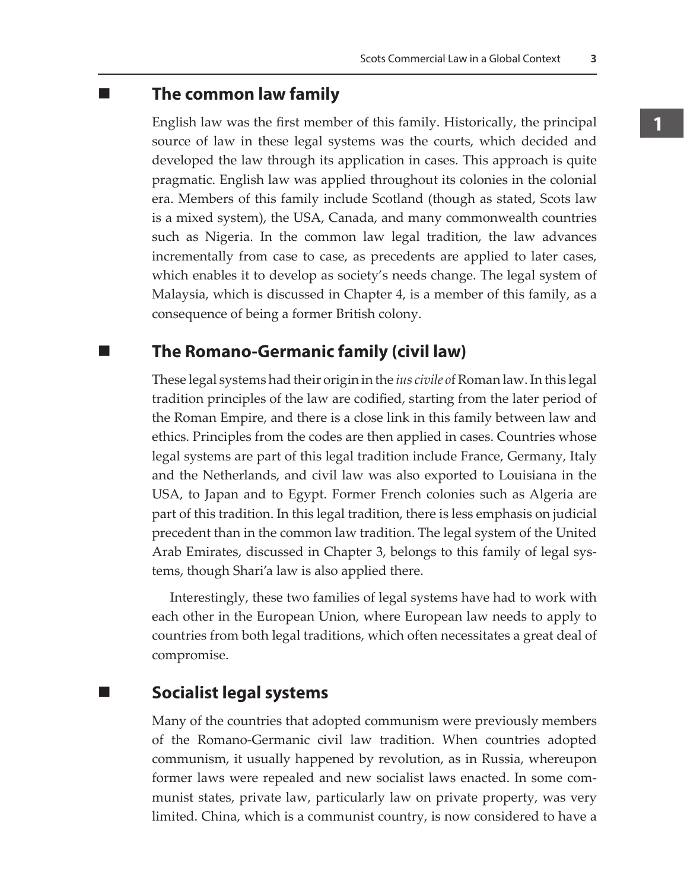## The common law family

English law was the first member of this family. Historically, the principal source of law in these legal systems was the courts, which decided and developed the law through its application in cases. This approach is quite pragmatic. English law was applied throughout its colonies in the colonial era. Members of this family include Scotland (though as stated, Scots law is a mixed system), the USA, Canada, and many commonwealth countries such as Nigeria. In the common law legal tradition, the law advances incrementally from case to case, as precedents are applied to later cases, which enables it to develop as society's needs change. The legal system of Malaysia, which is discussed in Chapter 4, is a member of this family, as a consequence of being a former British colony.

## The Romano-Germanic family (civil law)

These legal systems had their origin in the *ius civile o*f Roman law. In this legal tradition principles of the law are codified, starting from the later period of the Roman Empire, and there is a close link in this family between law and ethics. Principles from the codes are then applied in cases. Countries whose legal systems are part of this legal tradition include France, Germany, Italy and the Netherlands, and civil law was also exported to Louisiana in the USA, to Japan and to Egypt. Former French colonies such as Algeria are part of this tradition. In this legal tradition, there is less emphasis on judicial precedent than in the common law tradition. The legal system of the United Arab Emirates, discussed in Chapter 3, belongs to this family of legal systems, though Shari'a law is also applied there.

Interestingly, these two families of legal systems have had to work with each other in the European Union, where European law needs to apply to countries from both legal traditions, which often necessitates a great deal of compromise.

## Socialist legal systems

Many of the countries that adopted communism were previously members of the Romano-Germanic civil law tradition. When countries adopted communism, it usually happened by revolution, as in Russia, whereupon former laws were repealed and new socialist laws enacted. In some communist states, private law, particularly law on private property, was very limited. China, which is a communist country, is now considered to have a